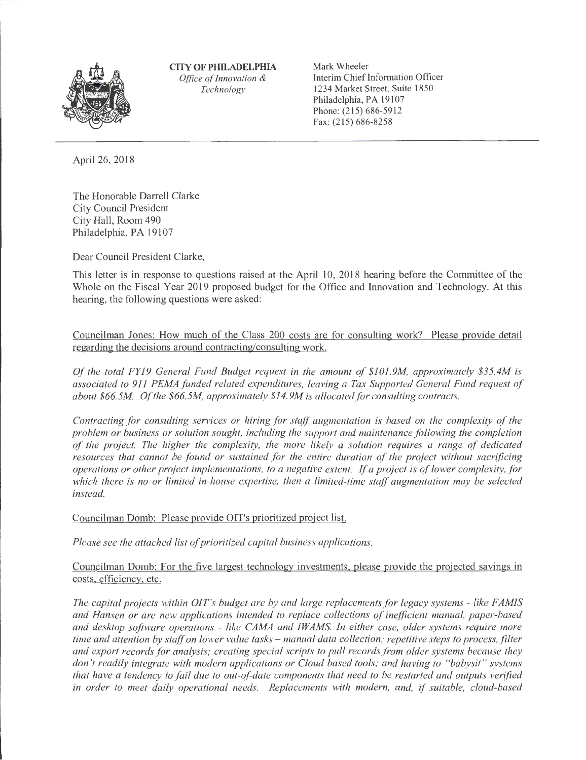**CITY OF PHILADELPHIA**
*Office of Innovation & Technology*

Mark Wheeler
Interim Chief Information Officer
1234 Market Street, Suite 1850
Philadelphia, PA 19107
Phone: (215) 686-5912
Fax: (215) 686-8258

---

April 26, 2018

The Honorable Darrell Clarke
City Council President
City Hall, Room 490
Philadelphia, PA 19107

Dear Council President Clarke,

This letter is in response to questions raised at the April 10, 2018 hearing before the Committee of the Whole on the Fiscal Year 2019 proposed budget for the Office and Innovation and Technology. At this hearing, the following questions were asked:

Councilman Jones: How much of the Class 200 costs are for consulting work? Please provide detail regarding the decisions around contracting/consulting work.

*Of the total FY19 General Fund Budget request in the amount of $101.9M, approximately $35.4M is associated to 911 PEMA funded related expenditures, leaving a Tax Supported General Fund request of about $66.5M. Of the $66.5M, approximately $14.9M is allocated for consulting contracts.*

*Contracting for consulting services or hiring for staff augmentation is based on the complexity of the problem or business or solution sought, including the support and maintenance following the completion of the project. The higher the complexity, the more likely a solution requires a range of dedicated resources that cannot be found or sustained for the entire duration of the project without sacrificing operations or other project implementations, to a negative extent. If a project is of lower complexity, for which there is no or limited in-house expertise, then a limited-time staff augmentation may be selected instead.*

Councilman Domb: Please provide OIT's prioritized project list.

*Please see the attached list of prioritized capital business applications.*

Councilman Domb: For the five largest technology investments, please provide the projected savings in costs, efficiency, etc.

*The capital projects within OIT's budget are by and large replacements for legacy systems - like FAMIS and Hansen or are new applications intended to replace collections of inefficient manual, paper-based and desktop software operations - like CAMA and IWAMS. In either case, older systems require more time and attention by staff on lower value tasks – manual data collection; repetitive steps to process, filter and export records for analysis; creating special scripts to pull records from older systems because they don't readily integrate with modern applications or Cloud-based tools; and having to "babysit" systems that have a tendency to fail due to out-of-date components that need to be restarted and outputs verified in order to meet daily operational needs. Replacements with modern, and, if suitable, cloud-based*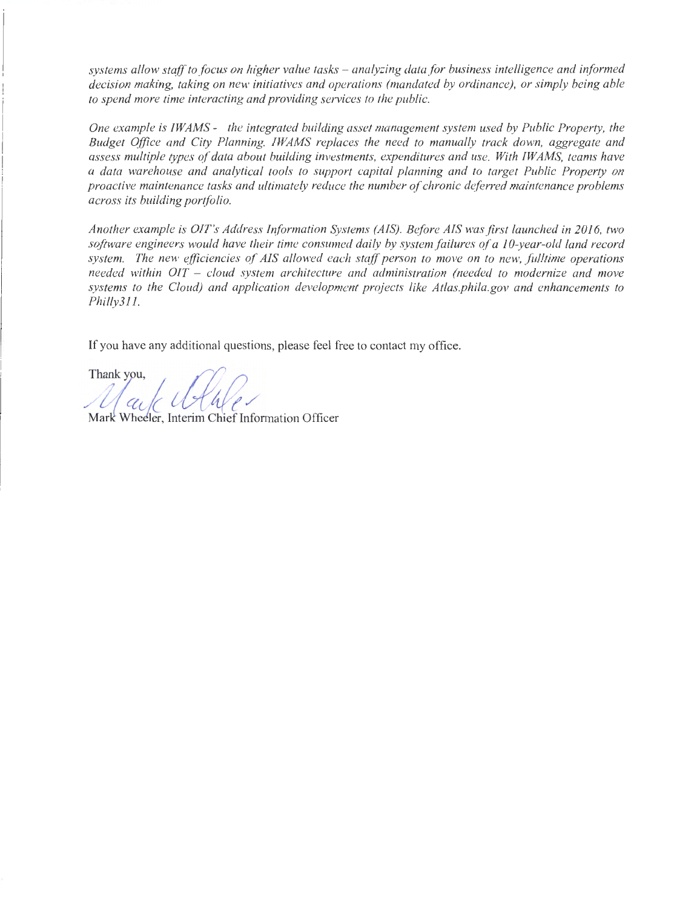*systems allow staff to focus on higher value tasks – analyzing data for business intelligence and informed decision making, taking on new initiatives and operations (mandated by ordinance), or simply being able to spend more time interacting and providing services to the public.*

*One example is IWAMS - the integrated building asset management system used by Public Property, the Budget Office and City Planning. IWAMS replaces the need to manually track down, aggregate and assess multiple types of data about building investments, expenditures and use. With IWAMS, teams have a data warehouse and analytical tools to support capital planning and to target Public Property on proactive maintenance tasks and ultimately reduce the number of chronic deferred maintenance problems across its building portfolio.*

*Another example is OIT's Address Information Systems (AIS). Before AIS was first launched in 2016, two software engineers would have their time consumed daily by system failures of a 10-year-old land record system. The new efficiencies of AIS allowed each staff person to move on to new, fulltime operations needed within OIT – cloud system architecture and administration (needed to modernize and move systems to the Cloud) and application development projects like Atlas.phila.gov and enhancements to Philly311.*

If you have any additional questions, please feel free to contact my office.

Thank you,

Mark Wheeler, Interim Chief Information Officer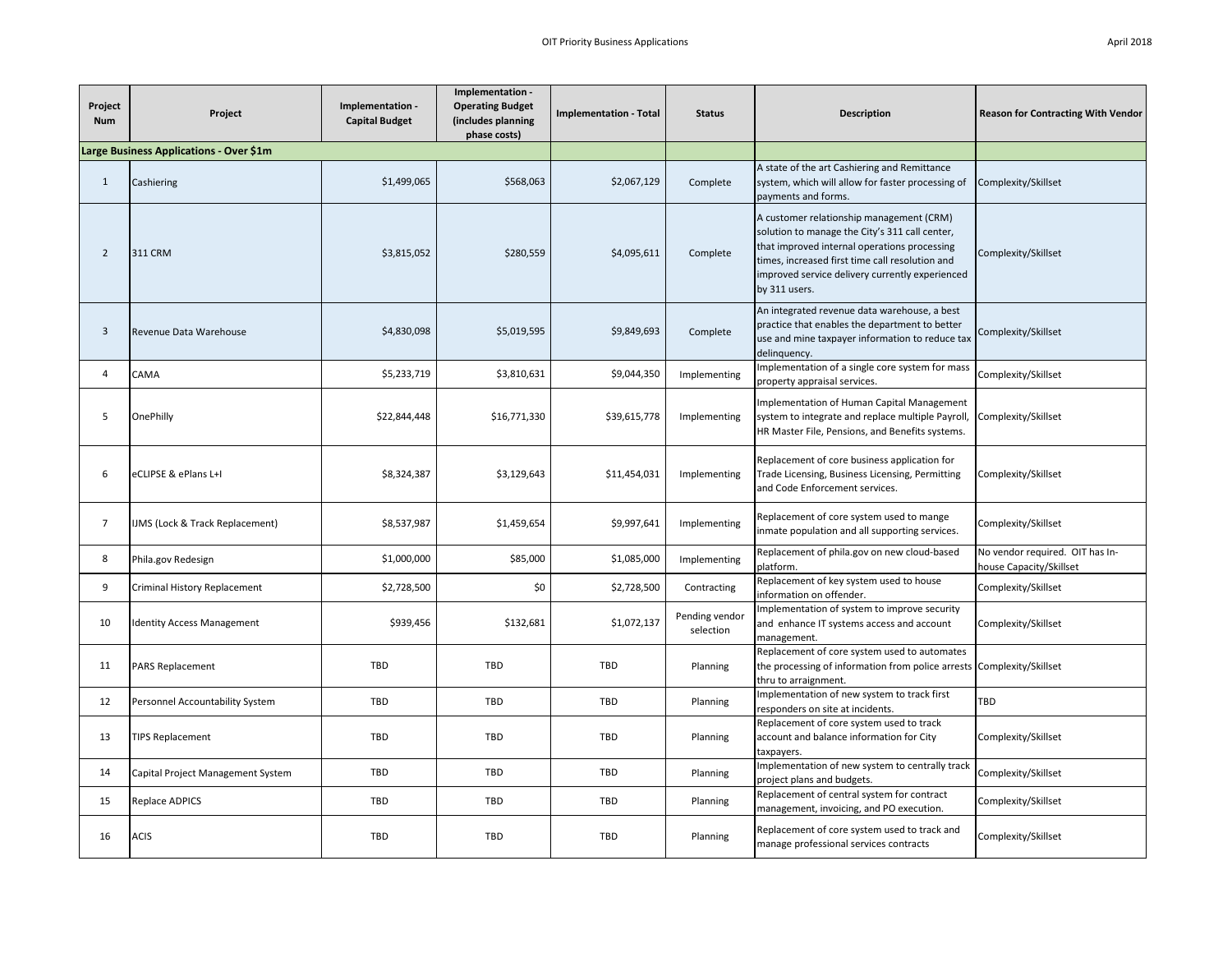| Project Num | Project | Implementation - Capital Budget | Implementation - Operating Budget (includes planning phase costs) | Implementation - Total | Status | Description | Reason for Contracting With Vendor |
|---|---|---|---|---|---|---|---|
| **Large Business Applications - Over $1m** | | | | | | | |
| 1 | Cashiering | $1,499,065 | $568,063 | $2,067,129 | Complete | A state of the art Cashiering and Remittance system, which will allow for faster processing of payments and forms. | Complexity/Skillset |
| 2 | 311 CRM | $3,815,052 | $280,559 | $4,095,611 | Complete | A customer relationship management (CRM) solution to manage the City's 311 call center, that improved internal operations processing times, increased first time call resolution and improved service delivery currently experienced by 311 users. | Complexity/Skillset |
| 3 | Revenue Data Warehouse | $4,830,098 | $5,019,595 | $9,849,693 | Complete | An integrated revenue data warehouse, a best practice that enables the department to better use and mine taxpayer information to reduce tax delinquency. | Complexity/Skillset |
| 4 | CAMA | $5,233,719 | $3,810,631 | $9,044,350 | Implementing | Implementation of a single core system for mass property appraisal services. | Complexity/Skillset |
| 5 | OnePhilly | $22,844,448 | $16,771,330 | $39,615,778 | Implementing | Implementation of Human Capital Management system to integrate and replace multiple Payroll, HR Master File, Pensions, and Benefits systems. | Complexity/Skillset |
| 6 | eCLIPSE & ePlans L+I | $8,324,387 | $3,129,643 | $11,454,031 | Implementing | Replacement of core business application for Trade Licensing, Business Licensing, Permitting and Code Enforcement services. | Complexity/Skillset |
| 7 | IJMS (Lock & Track Replacement) | $8,537,987 | $1,459,654 | $9,997,641 | Implementing | Replacement of core system used to mange inmate population and all supporting services. | Complexity/Skillset |
| 8 | Phila.gov Redesign | $1,000,000 | $85,000 | $1,085,000 | Implementing | Replacement of phila.gov on new cloud-based platform. | No vendor required. OIT has In-house Capacity/Skillset |
| 9 | Criminal History Replacement | $2,728,500 | $0 | $2,728,500 | Contracting | Replacement of key system used to house information on offender. | Complexity/Skillset |
| 10 | Identity Access Management | $939,456 | $132,681 | $1,072,137 | Pending vendor selection | Implementation of system to improve security and enhance IT systems access and account management. | Complexity/Skillset |
| 11 | PARS Replacement | TBD | TBD | TBD | Planning | Replacement of core system used to automates the processing of information from police arrests thru to arraignment. | Complexity/Skillset |
| 12 | Personnel Accountability System | TBD | TBD | TBD | Planning | Implementation of new system to track first responders on site at incidents. | TBD |
| 13 | TIPS Replacement | TBD | TBD | TBD | Planning | Replacement of core system used to track account and balance information for City taxpayers. | Complexity/Skillset |
| 14 | Capital Project Management System | TBD | TBD | TBD | Planning | Implementation of new system to centrally track project plans and budgets. | Complexity/Skillset |
| 15 | Replace ADPICS | TBD | TBD | TBD | Planning | Replacement of central system for contract management, invoicing, and PO execution. | Complexity/Skillset |
| 16 | ACIS | TBD | TBD | TBD | Planning | Replacement of core system used to track and manage professional services contracts | Complexity/Skillset |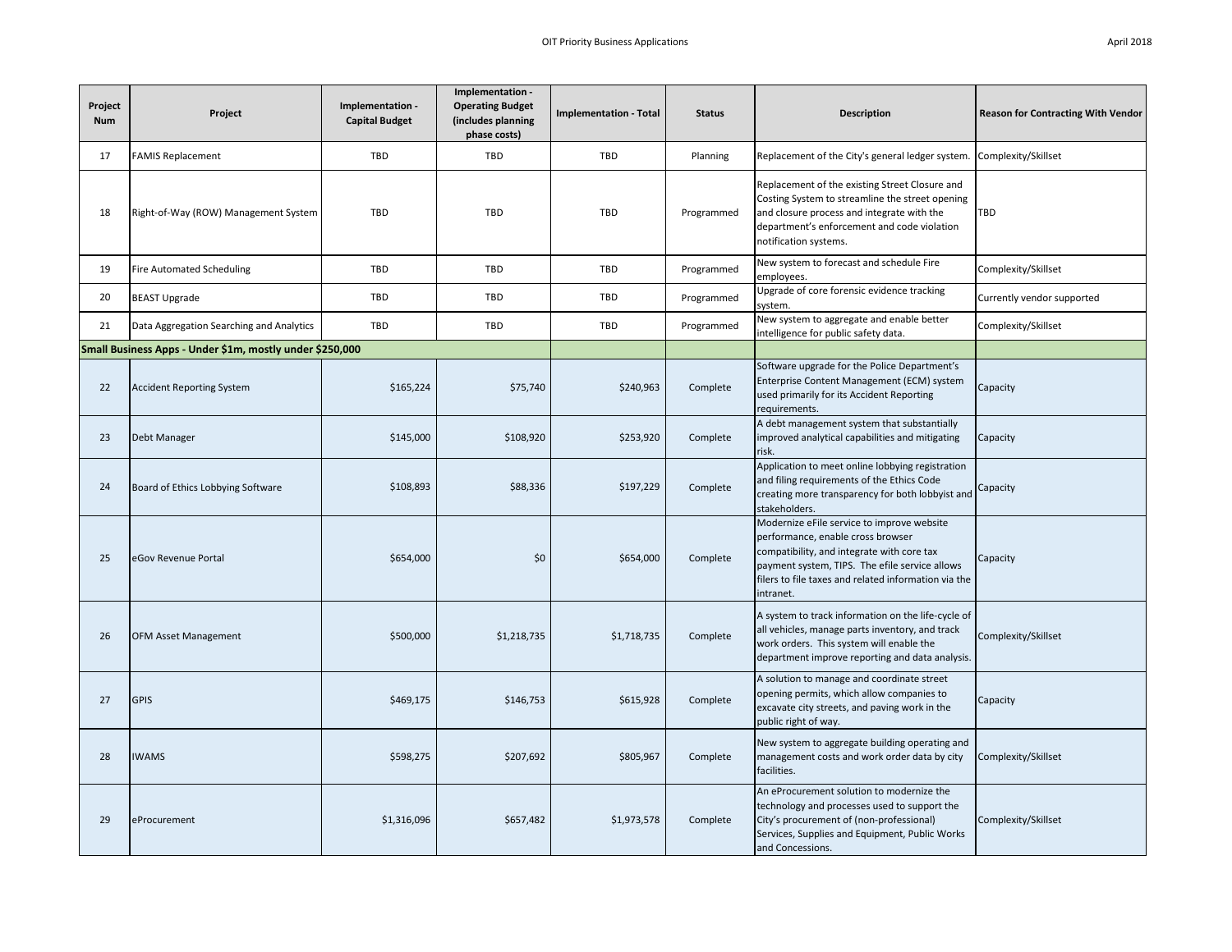| Project Num | Project | Implementation - Capital Budget | Implementation - Operating Budget (includes planning phase costs) | Implementation - Total | Status | Description | Reason for Contracting With Vendor |
|---|---|---|---|---|---|---|---|
| 17 | FAMIS Replacement | TBD | TBD | TBD | Planning | Replacement of the City's general ledger system. | Complexity/Skillset |
| 18 | Right-of-Way (ROW) Management System | TBD | TBD | TBD | Programmed | Replacement of the existing Street Closure and Costing System to streamline the street opening and closure process and integrate with the department's enforcement and code violation notification systems. | TBD |
| 19 | Fire Automated Scheduling | TBD | TBD | TBD | Programmed | New system to forecast and schedule Fire employees. | Complexity/Skillset |
| 20 | BEAST Upgrade | TBD | TBD | TBD | Programmed | Upgrade of core forensic evidence tracking system. | Currently vendor supported |
| 21 | Data Aggregation Searching and Analytics | TBD | TBD | TBD | Programmed | New system to aggregate and enable better intelligence for public safety data. | Complexity/Skillset |
| **Small Business Apps - Under $1m, mostly under $250,000** | | | | | | | |
| 22 | Accident Reporting System | $165,224 | $75,740 | $240,963 | Complete | Software upgrade for the Police Department's Enterprise Content Management (ECM) system used primarily for its Accident Reporting requirements. | Capacity |
| 23 | Debt Manager | $145,000 | $108,920 | $253,920 | Complete | A debt management system that substantially improved analytical capabilities and mitigating risk. | Capacity |
| 24 | Board of Ethics Lobbying Software | $108,893 | $88,336 | $197,229 | Complete | Application to meet online lobbying registration and filing requirements of the Ethics Code creating more transparency for both lobbyist and stakeholders. | Capacity |
| 25 | eGov Revenue Portal | $654,000 | $0 | $654,000 | Complete | Modernize eFile service to improve website performance, enable cross browser compatibility, and integrate with core tax payment system, TIPS. The efile service allows filers to file taxes and related information via the intranet. | Capacity |
| 26 | OFM Asset Management | $500,000 | $1,218,735 | $1,718,735 | Complete | A system to track information on the life-cycle of all vehicles, manage parts inventory, and track work orders. This system will enable the department improve reporting and data analysis. | Complexity/Skillset |
| 27 | GPIS | $469,175 | $146,753 | $615,928 | Complete | A solution to manage and coordinate street opening permits, which allow companies to excavate city streets, and paving work in the public right of way. | Capacity |
| 28 | IWAMS | $598,275 | $207,692 | $805,967 | Complete | New system to aggregate building operating and management costs and work order data by city facilities. | Complexity/Skillset |
| 29 | eProcurement | $1,316,096 | $657,482 | $1,973,578 | Complete | An eProcurement solution to modernize the technology and processes used to support the City's procurement of (non-professional) Services, Supplies and Equipment, Public Works and Concessions. | Complexity/Skillset |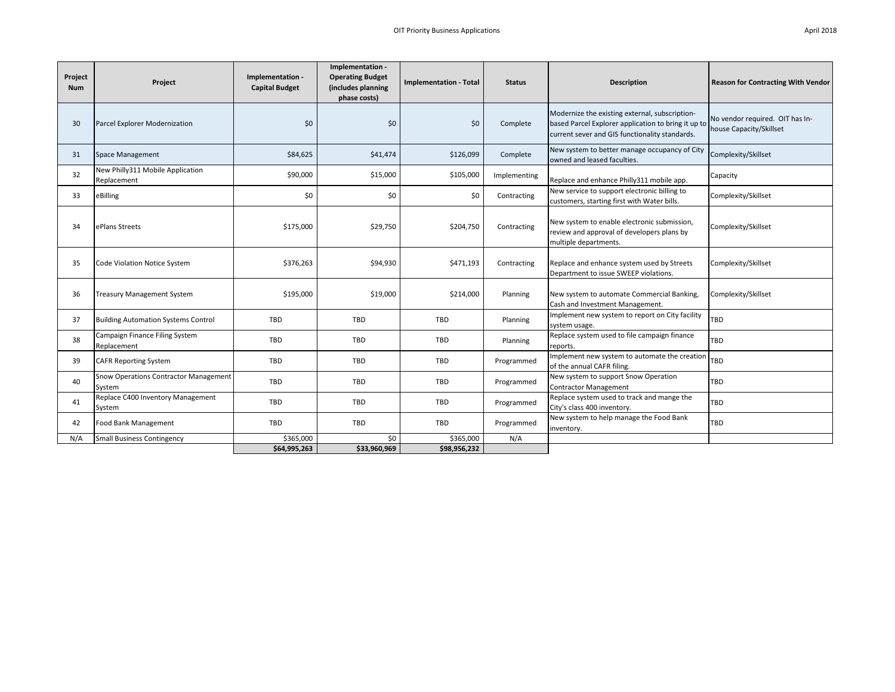| Project Num | Project | Implementation - Capital Budget | Implementation - Operating Budget (includes planning phase costs) | Implementation - Total | Status | Description | Reason for Contracting With Vendor |
|---|---|---|---|---|---|---|---|
| 30 | Parcel Explorer Modernization | $0 | $0 | $0 | Complete | Modernize the existing external, subscription-based Parcel Explorer application to bring it up to current sever and GIS functionality standards. | No vendor required. OIT has In-house Capacity/Skillset |
| 31 | Space Management | $84,625 | $41,474 | $126,099 | Complete | New system to better manage occupancy of City owned and leased faculties. | Complexity/Skillset |
| 32 | New Philly311 Mobile Application Replacement | $90,000 | $15,000 | $105,000 | Implementing | Replace and enhance Philly311 mobile app. | Capacity |
| 33 | eBilling | $0 | $0 | $0 | Contracting | New service to support electronic billing to customers, starting first with Water bills. | Complexity/Skillset |
| 34 | ePlans Streets | $175,000 | $29,750 | $204,750 | Contracting | New system to enable electronic submission, review and approval of developers plans by multiple departments. | Complexity/Skillset |
| 35 | Code Violation Notice System | $376,263 | $94,930 | $471,193 | Contracting | Replace and enhance system used by Streets Department to issue SWEEP violations. | Complexity/Skillset |
| 36 | Treasury Management System | $195,000 | $19,000 | $214,000 | Planning | New system to automate Commercial Banking, Cash and Investment Management. | Complexity/Skillset |
| 37 | Building Automation Systems Control | TBD | TBD | TBD | Planning | Implement new system to report on City facility system usage. | TBD |
| 38 | Campaign Finance Filing System Replacement | TBD | TBD | TBD | Planning | Replace system used to file campaign finance reports. | TBD |
| 39 | CAFR Reporting System | TBD | TBD | TBD | Programmed | Implement new system to automate the creation of the annual CAFR filing. | TBD |
| 40 | Snow Operations Contractor Management System | TBD | TBD | TBD | Programmed | New system to support Snow Operation Contractor Management | TBD |
| 41 | Replace C400 Inventory Management System | TBD | TBD | TBD | Programmed | Replace system used to track and mange the City's class 400 inventory. | TBD |
| 42 | Food Bank Management | TBD | TBD | TBD | Programmed | New system to help manage the Food Bank inventory. | TBD |
| N/A | Small Business Contingency | $365,000 | $0 | $365,000 | N/A | | |
| | | **$64,995,263** | **$33,960,969** | **$98,956,232** | | | |